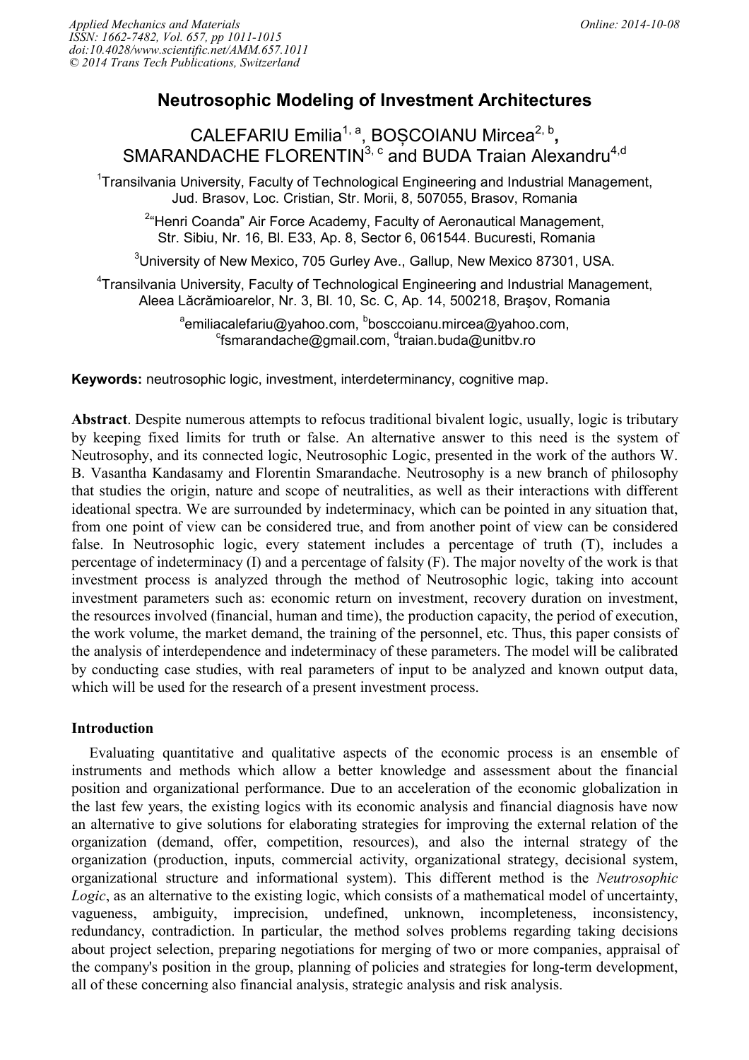# Neutrosophic Modeling of Investment Architectures

CALEFARIU Emilia[1, a], BOȘCOIANU Mircea[2, b], SMARANDACHE FLORENTIN[3, c] and BUDA Traian Alexandru[4,d]

[1]Transilvania University, Faculty of Technological Engineering and Industrial Management, Jud. Brasov, Loc. Cristian, Str. Morii, 8, 507055, Brasov, Romania

[2]"Henri Coanda" Air Force Academy, Faculty of Aeronautical Management, Str. Sibiu, Nr. 16, Bl. E33, Ap. 8, Sector 6, 061544. Bucuresti, Romania

[3]University of New Mexico, 705 Gurley Ave., Gallup, New Mexico 87301, USA.

[4]Transilvania University, Faculty of Technological Engineering and Industrial Management, Aleea Lăcrămioarelor, Nr. 3, Bl. 10, Sc. C, Ap. 14, 500218, Braşov, Romania

[a]emiliacalefariu@yahoo.com, [b]bosccoianu.mircea@yahoo.com, [c]fsmarandache@gmail.com, [d]traian.buda@unitbv.ro

**Keywords:** neutrosophic logic, investment, interdeterminancy, cognitive map.

**Abstract**. Despite numerous attempts to refocus traditional bivalent logic, usually, logic is tributary by keeping fixed limits for truth or false. An alternative answer to this need is the system of Neutrosophy, and its connected logic, Neutrosophic Logic, presented in the work of the authors W. B. Vasantha Kandasamy and Florentin Smarandache. Neutrosophy is a new branch of philosophy that studies the origin, nature and scope of neutralities, as well as their interactions with different ideational spectra. We are surrounded by indeterminacy, which can be pointed in any situation that, from one point of view can be considered true, and from another point of view can be considered false. In Neutrosophic logic, every statement includes a percentage of truth (T), includes a percentage of indeterminacy (I) and a percentage of falsity (F). The major novelty of the work is that investment process is analyzed through the method of Neutrosophic logic, taking into account investment parameters such as: economic return on investment, recovery duration on investment, the resources involved (financial, human and time), the production capacity, the period of execution, the work volume, the market demand, the training of the personnel, etc. Thus, this paper consists of the analysis of interdependence and indeterminacy of these parameters. The model will be calibrated by conducting case studies, with real parameters of input to be analyzed and known output data, which will be used for the research of a present investment process.

## Introduction

Evaluating quantitative and qualitative aspects of the economic process is an ensemble of instruments and methods which allow a better knowledge and assessment about the financial position and organizational performance. Due to an acceleration of the economic globalization in the last few years, the existing logics with its economic analysis and financial diagnosis have now an alternative to give solutions for elaborating strategies for improving the external relation of the organization (demand, offer, competition, resources), and also the internal strategy of the organization (production, inputs, commercial activity, organizational strategy, decisional system, organizational structure and informational system). This different method is the *Neutrosophic Logic*, as an alternative to the existing logic, which consists of a mathematical model of uncertainty, vagueness, ambiguity, imprecision, undefined, unknown, incompleteness, inconsistency, redundancy, contradiction. In particular, the method solves problems regarding taking decisions about project selection, preparing negotiations for merging of two or more companies, appraisal of the company's position in the group, planning of policies and strategies for long-term development, all of these concerning also financial analysis, strategic analysis and risk analysis.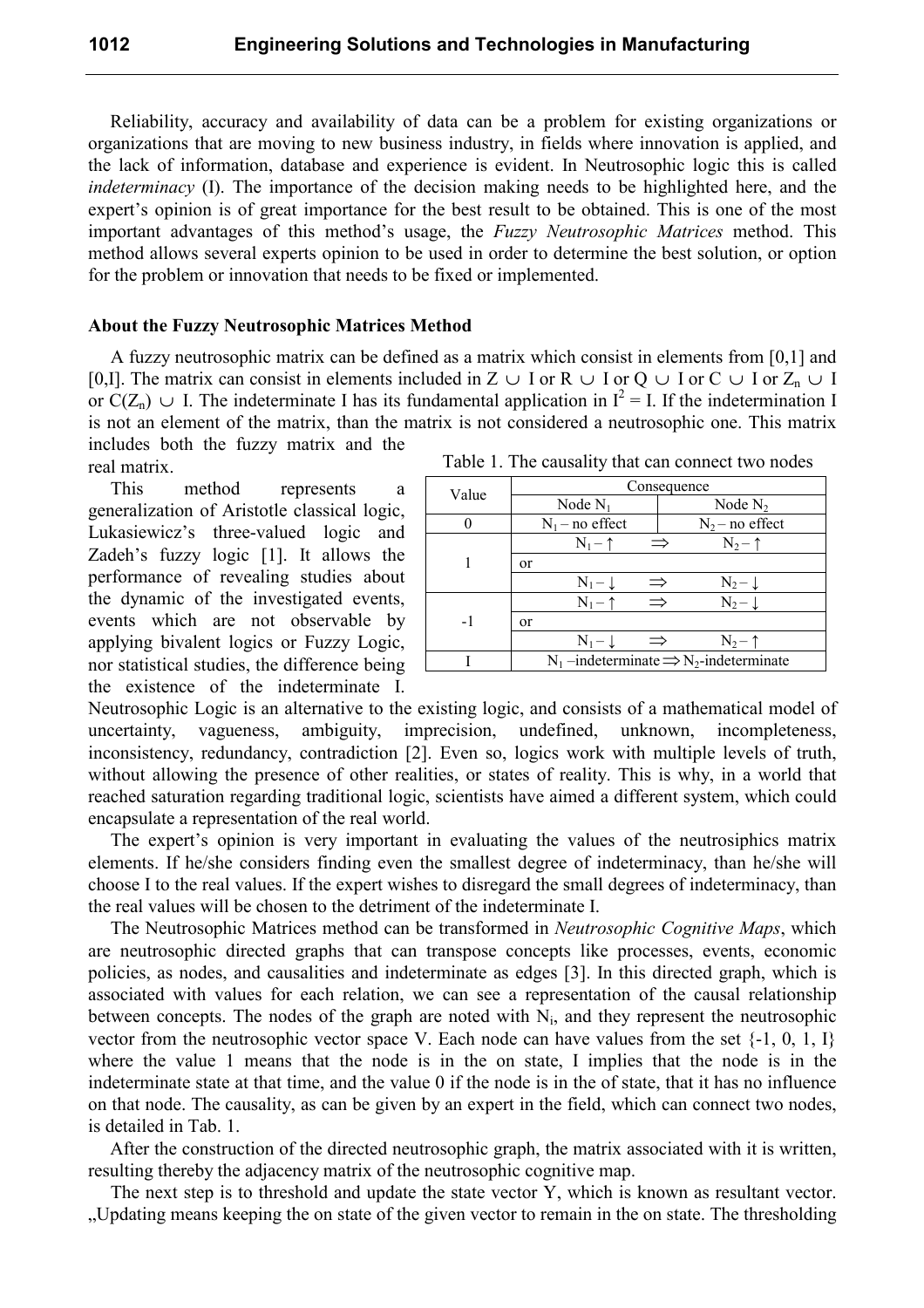Reliability, accuracy and availability of data can be a problem for existing organizations or organizations that are moving to new business industry, in fields where innovation is applied, and the lack of information, database and experience is evident. In Neutrosophic logic this is called *indeterminacy* (I). The importance of the decision making needs to be highlighted here, and the expert's opinion is of great importance for the best result to be obtained. This is one of the most important advantages of this method's usage, the *Fuzzy Neutrosophic Matrices* method. This method allows several experts opinion to be used in order to determine the best solution, or option for the problem or innovation that needs to be fixed or implemented.

**About the Fuzzy Neutrosophic Matrices Method**

A fuzzy neutrosophic matrix can be defined as a matrix which consist in elements from [0,1] and [0,I]. The matrix can consist in elements included in $Z \cup I$ or $R \cup I$ or $Q \cup I$ or $C \cup I$ or $Z_n \cup I$ or $C(Z_n) \cup I$. The indeterminate I has its fundamental application in $I^2 = I$. If the indetermination I is not an element of the matrix, than the matrix is not considered a neutrosophic one. This matrix includes both the fuzzy matrix and the real matrix.

This method represents a generalization of Aristotle classical logic, Lukasiewicz's three-valued logic and Zadeh's fuzzy logic [1]. It allows the performance of revealing studies about the dynamic of the investigated events, events which are not observable by applying bivalent logics or Fuzzy Logic, nor statistical studies, the difference being the existence of the indeterminate I. Neutrosophic Logic is an alternative to the existing logic, and consists of a mathematical model of uncertainty, vagueness, ambiguity, imprecision, undefined, unknown, incompleteness, inconsistency, redundancy, contradiction [2]. Even so, logics work with multiple levels of truth, without allowing the presence of other realities, or states of reality. This is why, in a world that reached saturation regarding traditional logic, scientists have aimed a different system, which could encapsulate a representation of the real world.

Table 1. The causality that can connect two nodes

| Value | Consequence | |
|---|---|---|
| | Node $N_1$ | Node $N_2$ |
| 0 | $N_1$ – no effect | $N_2$ – no effect |
| 1 | $N_1 - \uparrow \quad \Rightarrow$ | $N_2 - \uparrow$ |
| | or | |
| | $N_1 - \downarrow \quad \Rightarrow$ | $N_2 - \downarrow$ |
| -1 | $N_1 - \uparrow \quad \Rightarrow$ | $N_2 - \downarrow$ |
| | or | |
| | $N_1 - \downarrow \quad \Rightarrow$ | $N_2 - \uparrow$ |
| I | $N_1$ –indeterminate $\Rightarrow$ $N_2$-indeterminate | |

The expert's opinion is very important in evaluating the values of the neutrosiphics matrix elements. If he/she considers finding even the smallest degree of indeterminacy, than he/she will choose I to the real values. If the expert wishes to disregard the small degrees of indeterminacy, than the real values will be chosen to the detriment of the indeterminate I.

The Neutrosophic Matrices method can be transformed in *Neutrosophic Cognitive Maps*, which are neutrosophic directed graphs that can transpose concepts like processes, events, economic policies, as nodes, and causalities and indeterminate as edges [3]. In this directed graph, which is associated with values for each relation, we can see a representation of the causal relationship between concepts. The nodes of the graph are noted with $N_i$, and they represent the neutrosophic vector from the neutrosophic vector space V. Each node can have values from the set {-1, 0, 1, I} where the value 1 means that the node is in the on state, I implies that the node is in the indeterminate state at that time, and the value 0 if the node is in the of state, that it has no influence on that node. The causality, as can be given by an expert in the field, which can connect two nodes, is detailed in Tab. 1.

After the construction of the directed neutrosophic graph, the matrix associated with it is written, resulting thereby the adjacency matrix of the neutrosophic cognitive map.

The next step is to threshold and update the state vector Y, which is known as resultant vector. „Updating means keeping the on state of the given vector to remain in the on state. The thresholding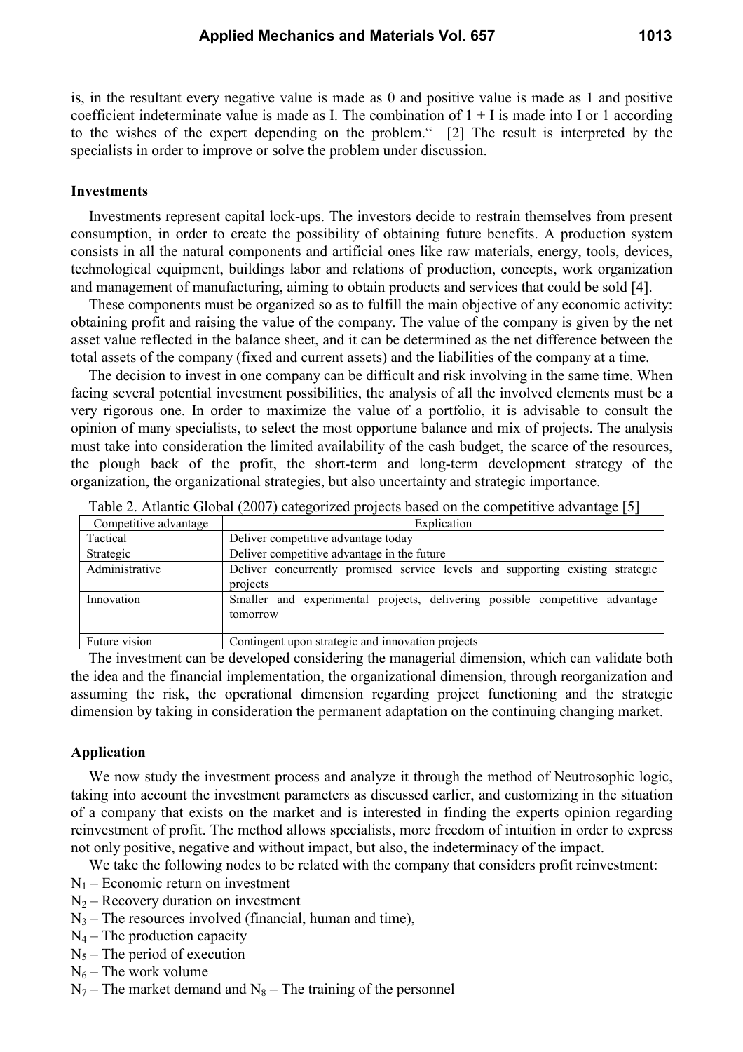is, in the resultant every negative value is made as 0 and positive value is made as 1 and positive coefficient indeterminate value is made as I. The combination of 1 + I is made into I or 1 according to the wishes of the expert depending on the problem.“ [2] The result is interpreted by the specialists in order to improve or solve the problem under discussion.

**Investments**

Investments represent capital lock-ups. The investors decide to restrain themselves from present consumption, in order to create the possibility of obtaining future benefits. A production system consists in all the natural components and artificial ones like raw materials, energy, tools, devices, technological equipment, buildings labor and relations of production, concepts, work organization and management of manufacturing, aiming to obtain products and services that could be sold [4].

These components must be organized so as to fulfill the main objective of any economic activity: obtaining profit and raising the value of the company. The value of the company is given by the net asset value reflected in the balance sheet, and it can be determined as the net difference between the total assets of the company (fixed and current assets) and the liabilities of the company at a time.

The decision to invest in one company can be difficult and risk involving in the same time. When facing several potential investment possibilities, the analysis of all the involved elements must be a very rigorous one. In order to maximize the value of a portfolio, it is advisable to consult the opinion of many specialists, to select the most opportune balance and mix of projects. The analysis must take into consideration the limited availability of the cash budget, the scarce of the resources, the plough back of the profit, the short-term and long-term development strategy of the organization, the organizational strategies, but also uncertainty and strategic importance.

Table 2. Atlantic Global (2007) categorized projects based on the competitive advantage [5]

| Competitive advantage | Explication |
|---|---|
| Tactical | Deliver competitive advantage today |
| Strategic | Deliver competitive advantage in the future |
| Administrative | Deliver concurrently promised service levels and supporting existing strategic projects |
| Innovation | Smaller and experimental projects, delivering possible competitive advantage tomorrow |
| Future vision | Contingent upon strategic and innovation projects |

The investment can be developed considering the managerial dimension, which can validate both the idea and the financial implementation, the organizational dimension, through reorganization and assuming the risk, the operational dimension regarding project functioning and the strategic dimension by taking in consideration the permanent adaptation on the continuing changing market.

**Application**

We now study the investment process and analyze it through the method of Neutrosophic logic, taking into account the investment parameters as discussed earlier, and customizing in the situation of a company that exists on the market and is interested in finding the experts opinion regarding reinvestment of profit. The method allows specialists, more freedom of intuition in order to express not only positive, negative and without impact, but also, the indeterminacy of the impact.

We take the following nodes to be related with the company that considers profit reinvestment:

$N_1$ – Economic return on investment
$N_2$ – Recovery duration on investment
$N_3$ – The resources involved (financial, human and time),
$N_4$ – The production capacity
$N_5$ – The period of execution
$N_6$ – The work volume
$N_7$ – The market demand and $N_8$ – The training of the personnel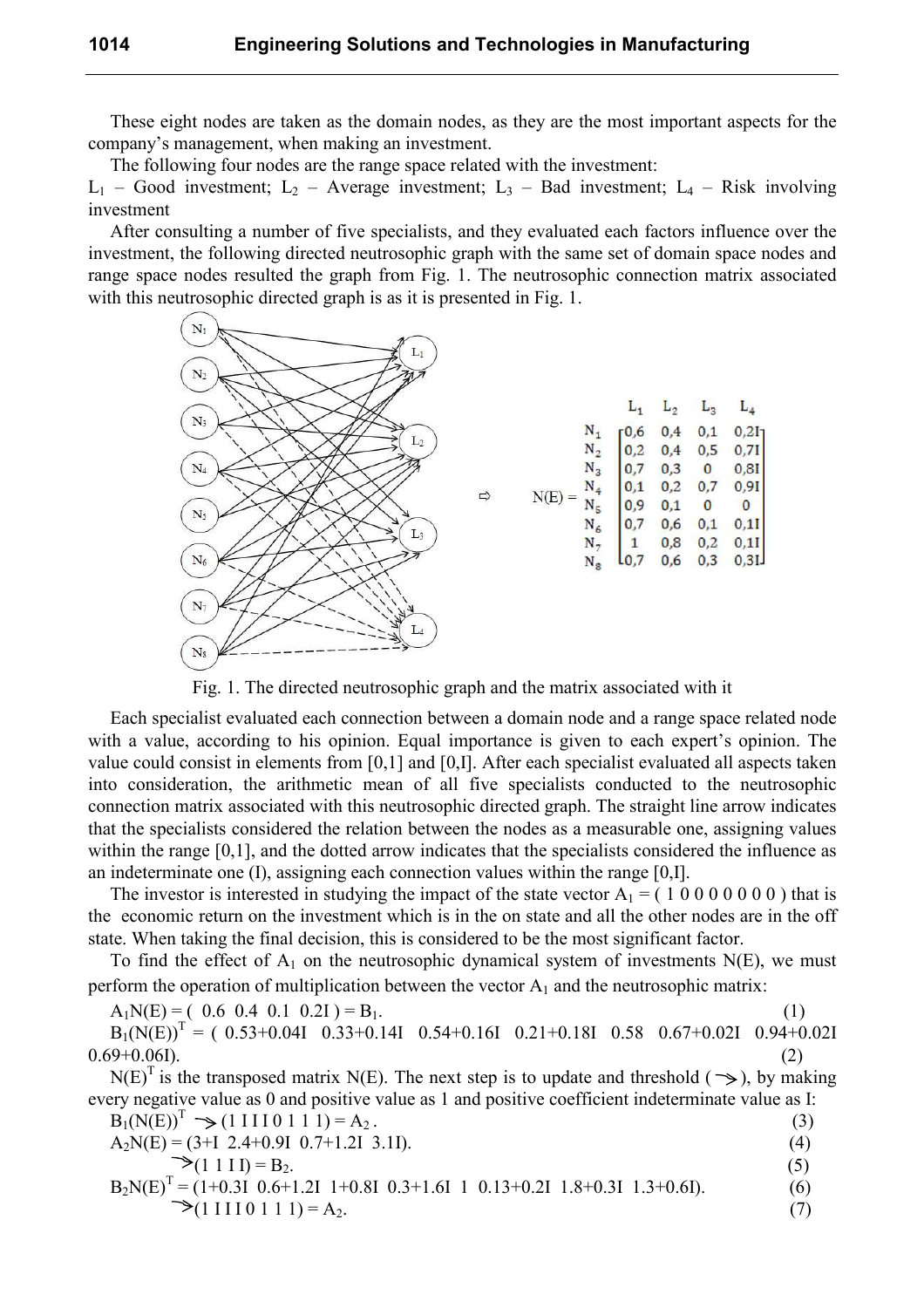These eight nodes are taken as the domain nodes, as they are the most important aspects for the company's management, when making an investment.

The following four nodes are the range space related with the investment:

$L_1$ – Good investment; $L_2$ – Average investment; $L_3$ – Bad investment; $L_4$ – Risk involving investment

After consulting a number of five specialists, and they evaluated each factors influence over the investment, the following directed neutrosophic graph with the same set of domain space nodes and range space nodes resulted the graph from Fig. 1. The neutrosophic connection matrix associated with this neutrosophic directed graph is as it is presented in Fig. 1.

$$N(E) = \begin{array}{c} \\ N_1 \\ N_2 \\ N_3 \\ N_4 \\ N_5 \\ N_6 \\ N_7 \\ N_8 \end{array} \begin{array}{c} \begin{array}{cccc} L_1 & L_2 & L_3 & L_4 \end{array} \\ \begin{bmatrix} 0,6 & 0,4 & 0,1 & 0,2I \\ 0,2 & 0,4 & 0,5 & 0,7I \\ 0,7 & 0,3 & 0 & 0,8I \\ 0,1 & 0,2 & 0,7 & 0,9I \\ 0,9 & 0,1 & 0 & 0 \\ 0,7 & 0,6 & 0,1 & 0,1I \\ 1 & 0,8 & 0,2 & 0,1I \\ 0,7 & 0,6 & 0,3 & 0,3I \end{bmatrix} \end{array}$$

Fig. 1. The directed neutrosophic graph and the matrix associated with it

Each specialist evaluated each connection between a domain node and a range space related node with a value, according to his opinion. Equal importance is given to each expert's opinion. The value could consist in elements from [0,1] and [0,I]. After each specialist evaluated all aspects taken into consideration, the arithmetic mean of all five specialists conducted to the neutrosophic connection matrix associated with this neutrosophic directed graph. The straight line arrow indicates that the specialists considered the relation between the nodes as a measurable one, assigning values within the range [0,1], and the dotted arrow indicates that the specialists considered the influence as an indeterminate one (I), assigning each connection values within the range [0,I].

The investor is interested in studying the impact of the state vector $A_1$ = ( 1 0 0 0 0 0 0 0 ) that is the economic return on the investment which is in the on state and all the other nodes are in the off state. When taking the final decision, this is considered to be the most significant factor.

To find the effect of $A_1$ on the neutrosophic dynamical system of investments N(E), we must perform the operation of multiplication between the vector $A_1$ and the neutrosophic matrix:

$$A_1N(E) = (\ 0.6\ \ 0.4\ \ 0.1\ \ 0.2I\ ) = B_1. \tag{1}$$

$$B_1(N(E))^T = (\ 0.53+0.04I\ \ 0.33+0.14I\ \ 0.54+0.16I\ \ 0.21+0.18I\ \ 0.58\ \ 0.67+0.02I\ \ 0.94+0.02I\ \ 0.69+0.06I). \tag{2}$$

$N(E)^T$ is the transposed matrix N(E). The next step is to update and threshold ($\rightarrow$), by making every negative value as 0 and positive value as 1 and positive coefficient indeterminate value as I:

$$B_1(N(E))^T \rightarrow (1\ I\ I\ I\ 0\ 1\ 1\ 1) = A_2\ . \tag{3}$$

$$A_2N(E) = (3+I\ \ 2.4+0.9I\ \ 0.7+1.2I\ \ 3.1I). \tag{4}$$

$$\rightarrow (1\ 1\ I\ I) = B_2. \tag{5}$$

$$B_2N(E)^T = (1+0.3I\ \ 0.6+1.2I\ \ 1+0.8I\ \ 0.3+1.6I\ \ 1\ \ 0.13+0.2I\ \ 1.8+0.3I\ \ 1.3+0.6I). \tag{6}$$

$$\rightarrow (1\ I\ I\ I\ 0\ 1\ 1\ 1) = A_2. \tag{7}$$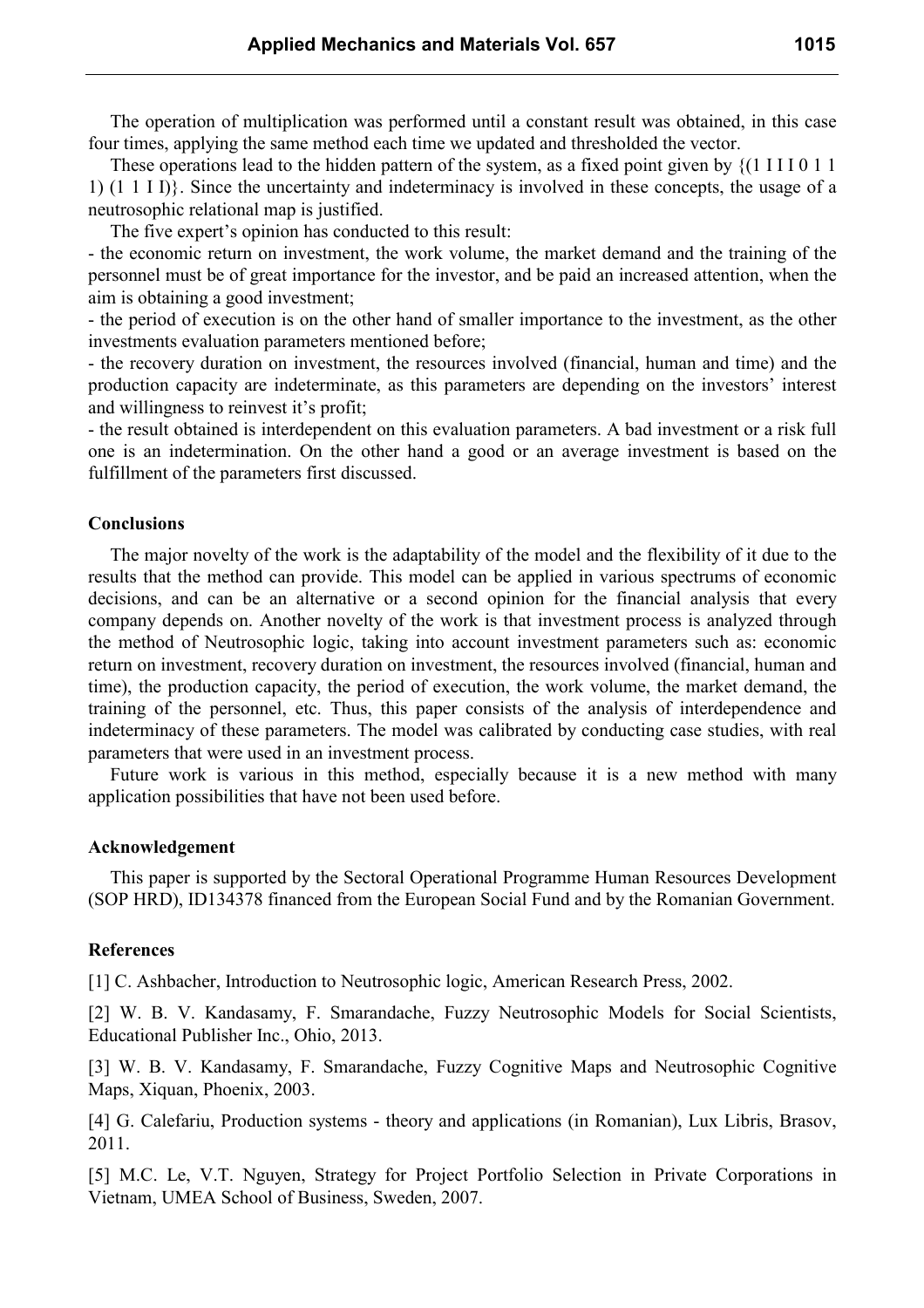The operation of multiplication was performed until a constant result was obtained, in this case four times, applying the same method each time we updated and thresholded the vector.

These operations lead to the hidden pattern of the system, as a fixed point given by {(1 I I I 0 1 1 1) (1 1 I I)}. Since the uncertainty and indeterminacy is involved in these concepts, the usage of a neutrosophic relational map is justified.

The five expert's opinion has conducted to this result:

- the economic return on investment, the work volume, the market demand and the training of the personnel must be of great importance for the investor, and be paid an increased attention, when the aim is obtaining a good investment;
- the period of execution is on the other hand of smaller importance to the investment, as the other investments evaluation parameters mentioned before;
- the recovery duration on investment, the resources involved (financial, human and time) and the production capacity are indeterminate, as this parameters are depending on the investors' interest and willingness to reinvest it's profit;
- the result obtained is interdependent on this evaluation parameters. A bad investment or a risk full one is an indetermination. On the other hand a good or an average investment is based on the fulfillment of the parameters first discussed.

## Conclusions

The major novelty of the work is the adaptability of the model and the flexibility of it due to the results that the method can provide. This model can be applied in various spectrums of economic decisions, and can be an alternative or a second opinion for the financial analysis that every company depends on. Another novelty of the work is that investment process is analyzed through the method of Neutrosophic logic, taking into account investment parameters such as: economic return on investment, recovery duration on investment, the resources involved (financial, human and time), the production capacity, the period of execution, the work volume, the market demand, the training of the personnel, etc. Thus, this paper consists of the analysis of interdependence and indeterminacy of these parameters. The model was calibrated by conducting case studies, with real parameters that were used in an investment process.

Future work is various in this method, especially because it is a new method with many application possibilities that have not been used before.

## Acknowledgement

This paper is supported by the Sectoral Operational Programme Human Resources Development (SOP HRD), ID134378 financed from the European Social Fund and by the Romanian Government.

## References

[1] C. Ashbacher, Introduction to Neutrosophic logic, American Research Press, 2002.

[2] W. B. V. Kandasamy, F. Smarandache, Fuzzy Neutrosophic Models for Social Scientists, Educational Publisher Inc., Ohio, 2013.

[3] W. B. V. Kandasamy, F. Smarandache, Fuzzy Cognitive Maps and Neutrosophic Cognitive Maps, Xiquan, Phoenix, 2003.

[4] G. Calefariu, Production systems - theory and applications (in Romanian), Lux Libris, Brasov, 2011.

[5] M.C. Le, V.T. Nguyen, Strategy for Project Portfolio Selection in Private Corporations in Vietnam, UMEA School of Business, Sweden, 2007.